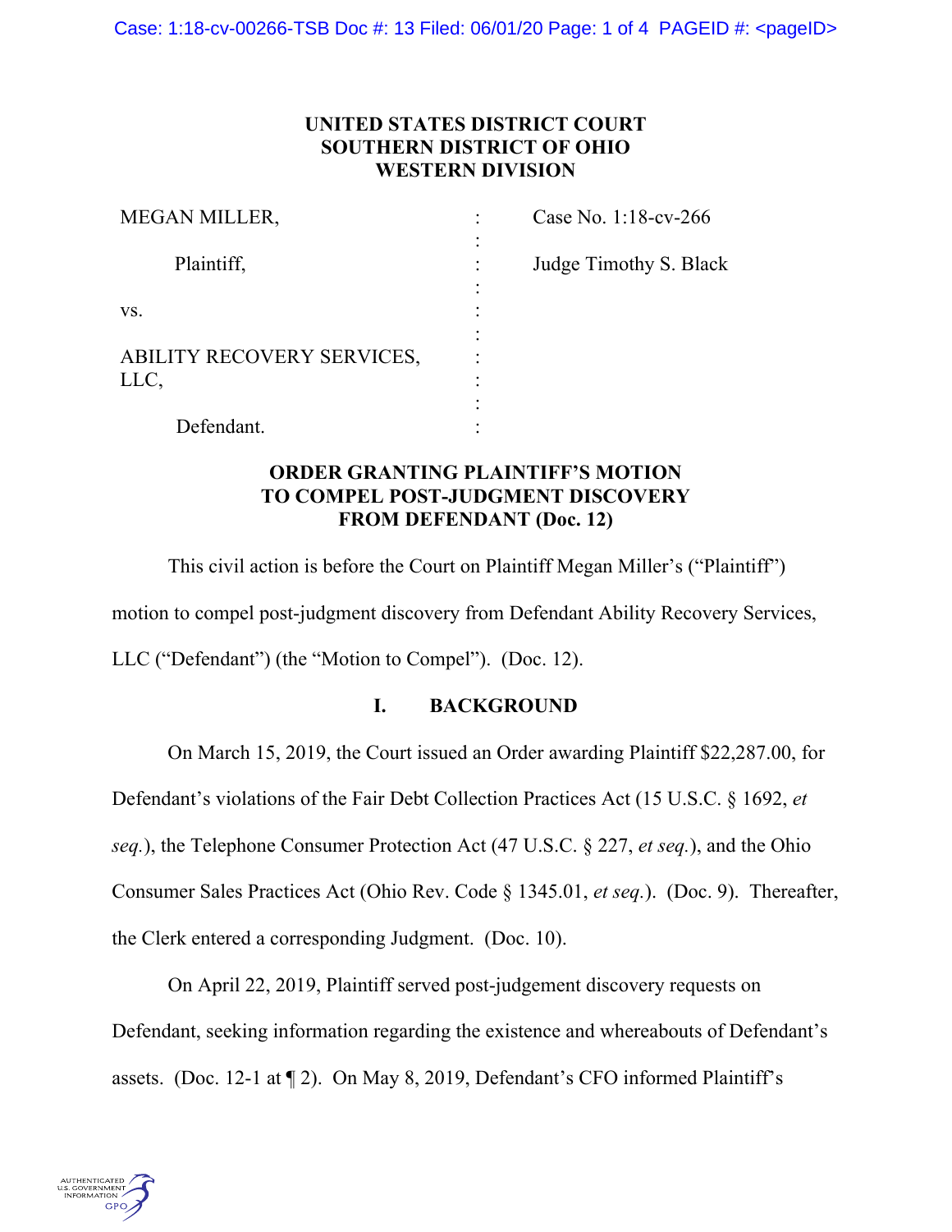**UNITED STATES DISTRICT COURT**
**SOUTHERN DISTRICT OF OHIO**
**WESTERN DIVISION**

| | | |
|---|---|---|
| MEGAN MILLER, | : | Case No. 1:18-cv-266 |
| Plaintiff, | : | Judge Timothy S. Black |
| vs. | : | |
| ABILITY RECOVERY SERVICES, LLC, | : | |
| Defendant. | : | |

**ORDER GRANTING PLAINTIFF'S MOTION TO COMPEL POST-JUDGMENT DISCOVERY FROM DEFENDANT (Doc. 12)**

This civil action is before the Court on Plaintiff Megan Miller's ("Plaintiff") motion to compel post-judgment discovery from Defendant Ability Recovery Services, LLC ("Defendant") (the "Motion to Compel"). (Doc. 12).

## I. BACKGROUND

On March 15, 2019, the Court issued an Order awarding Plaintiff $22,287.00, for Defendant's violations of the Fair Debt Collection Practices Act (15 U.S.C. § 1692, *et seq.*), the Telephone Consumer Protection Act (47 U.S.C. § 227, *et seq.*), and the Ohio Consumer Sales Practices Act (Ohio Rev. Code § 1345.01, *et seq.*). (Doc. 9). Thereafter, the Clerk entered a corresponding Judgment. (Doc. 10).

On April 22, 2019, Plaintiff served post-judgement discovery requests on Defendant, seeking information regarding the existence and whereabouts of Defendant's assets. (Doc. 12-1 at ¶ 2). On May 8, 2019, Defendant's CFO informed Plaintiff's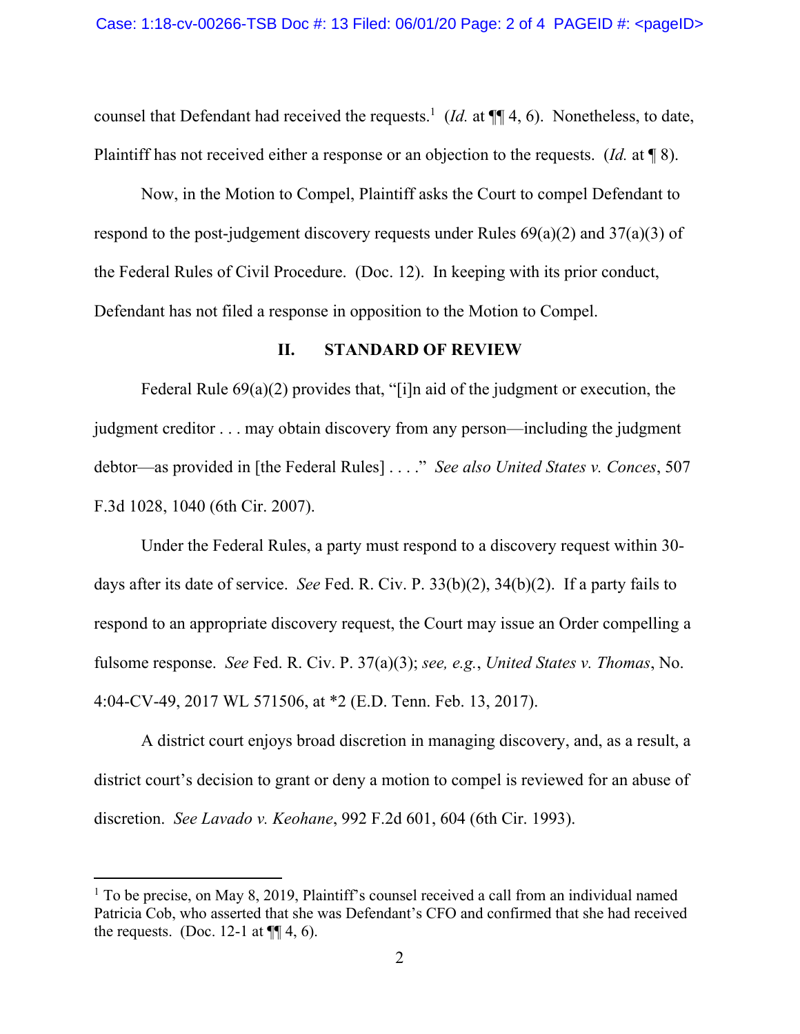counsel that Defendant had received the requests.[1] (*Id.* at ¶¶ 4, 6). Nonetheless, to date, Plaintiff has not received either a response or an objection to the requests. (*Id.* at ¶ 8).

Now, in the Motion to Compel, Plaintiff asks the Court to compel Defendant to respond to the post-judgement discovery requests under Rules 69(a)(2) and 37(a)(3) of the Federal Rules of Civil Procedure. (Doc. 12). In keeping with its prior conduct, Defendant has not filed a response in opposition to the Motion to Compel.

## II. STANDARD OF REVIEW

Federal Rule 69(a)(2) provides that, "[i]n aid of the judgment or execution, the judgment creditor . . . may obtain discovery from any person—including the judgment debtor—as provided in [the Federal Rules] . . . ." *See also United States v. Conces*, 507 F.3d 1028, 1040 (6th Cir. 2007).

Under the Federal Rules, a party must respond to a discovery request within 30-days after its date of service. *See* Fed. R. Civ. P. 33(b)(2), 34(b)(2). If a party fails to respond to an appropriate discovery request, the Court may issue an Order compelling a fulsome response. *See* Fed. R. Civ. P. 37(a)(3); *see, e.g.*, *United States v. Thomas*, No. 4:04-CV-49, 2017 WL 571506, at *2 (E.D. Tenn. Feb. 13, 2017).

A district court enjoys broad discretion in managing discovery, and, as a result, a district court's decision to grant or deny a motion to compel is reviewed for an abuse of discretion. *See Lavado v. Keohane*, 992 F.2d 601, 604 (6th Cir. 1993).

---

[1] To be precise, on May 8, 2019, Plaintiff's counsel received a call from an individual named Patricia Cob, who asserted that she was Defendant's CFO and confirmed that she had received the requests. (Doc. 12-1 at ¶¶ 4, 6).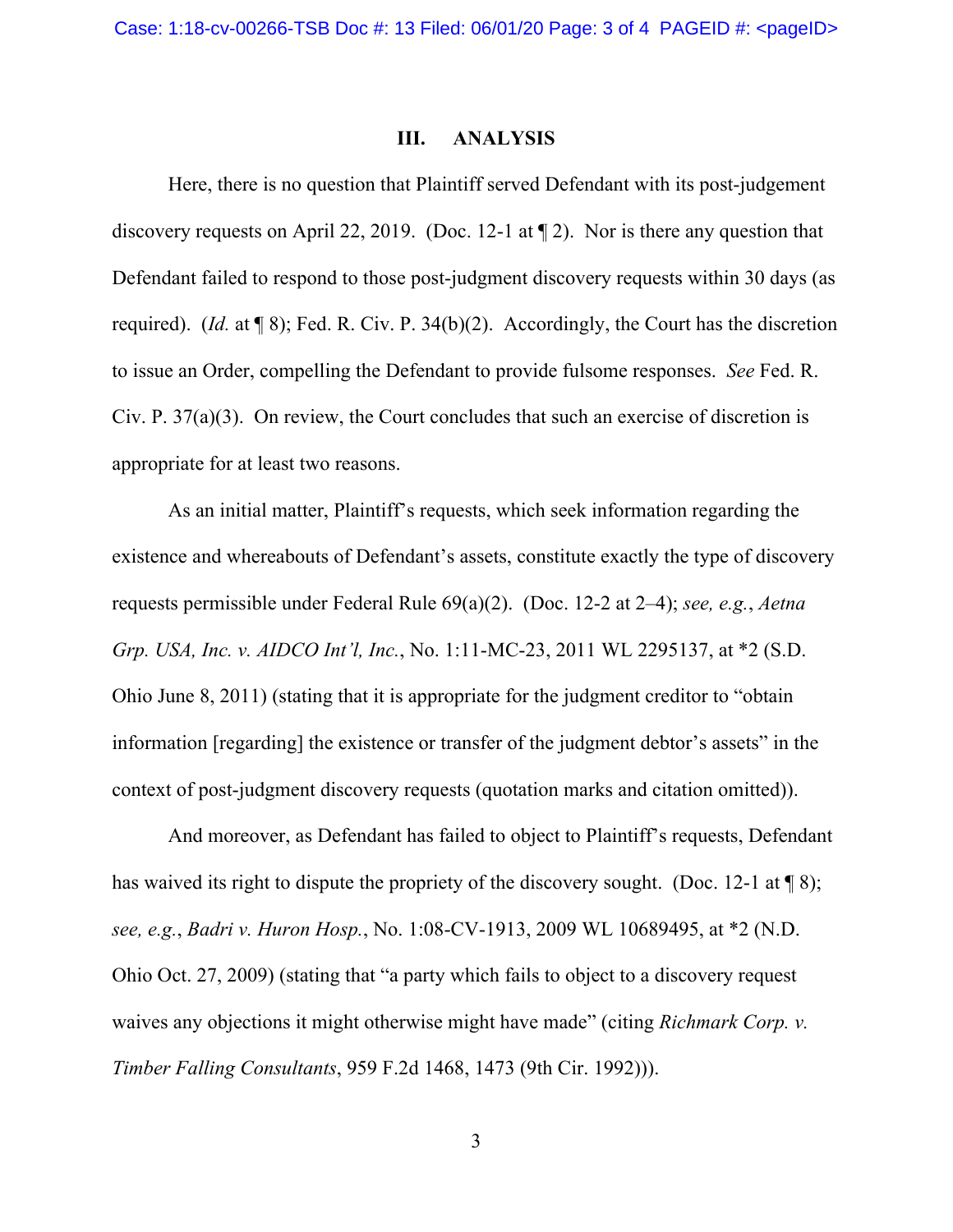## III. ANALYSIS

Here, there is no question that Plaintiff served Defendant with its post-judgement discovery requests on April 22, 2019. (Doc. 12-1 at ¶ 2). Nor is there any question that Defendant failed to respond to those post-judgment discovery requests within 30 days (as required). (*Id.* at ¶ 8); Fed. R. Civ. P. 34(b)(2). Accordingly, the Court has the discretion to issue an Order, compelling the Defendant to provide fulsome responses. *See* Fed. R. Civ. P. 37(a)(3). On review, the Court concludes that such an exercise of discretion is appropriate for at least two reasons.

As an initial matter, Plaintiff's requests, which seek information regarding the existence and whereabouts of Defendant's assets, constitute exactly the type of discovery requests permissible under Federal Rule 69(a)(2). (Doc. 12-2 at 2–4); *see, e.g.*, *Aetna Grp. USA, Inc. v. AIDCO Int'l, Inc.*, No. 1:11-MC-23, 2011 WL 2295137, at *2 (S.D. Ohio June 8, 2011) (stating that it is appropriate for the judgment creditor to "obtain information [regarding] the existence or transfer of the judgment debtor's assets" in the context of post-judgment discovery requests (quotation marks and citation omitted)).

And moreover, as Defendant has failed to object to Plaintiff's requests, Defendant has waived its right to dispute the propriety of the discovery sought. (Doc. 12-1 at ¶ 8); *see, e.g.*, *Badri v. Huron Hosp.*, No. 1:08-CV-1913, 2009 WL 10689495, at *2 (N.D. Ohio Oct. 27, 2009) (stating that "a party which fails to object to a discovery request waives any objections it might otherwise might have made" (citing *Richmark Corp. v. Timber Falling Consultants*, 959 F.2d 1468, 1473 (9th Cir. 1992))).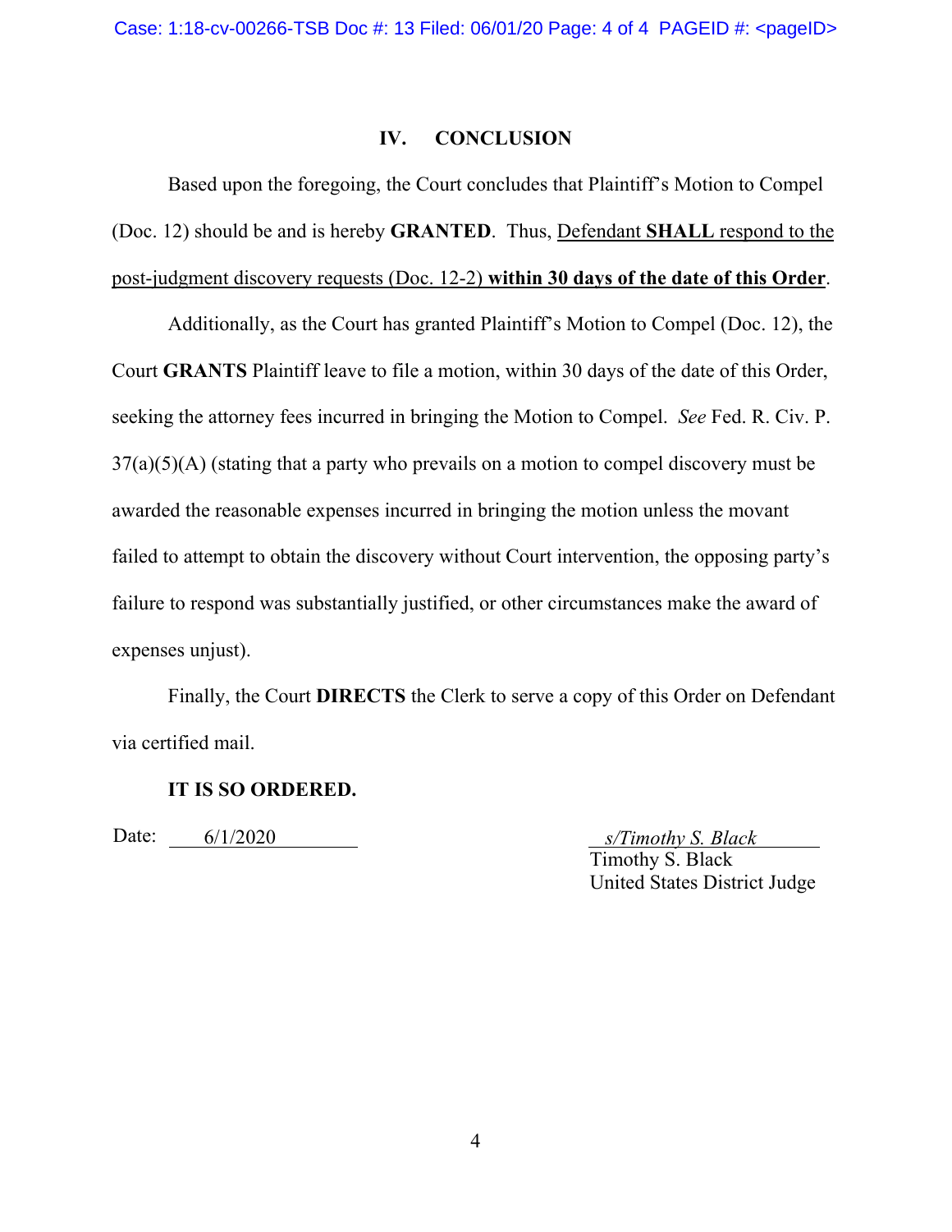## IV. CONCLUSION

Based upon the foregoing, the Court concludes that Plaintiff's Motion to Compel (Doc. 12) should be and is hereby **GRANTED**. Thus, Defendant **SHALL** respond to the post-judgment discovery requests (Doc. 12-2) **within 30 days of the date of this Order**.

Additionally, as the Court has granted Plaintiff's Motion to Compel (Doc. 12), the Court **GRANTS** Plaintiff leave to file a motion, within 30 days of the date of this Order, seeking the attorney fees incurred in bringing the Motion to Compel. *See* Fed. R. Civ. P. 37(a)(5)(A) (stating that a party who prevails on a motion to compel discovery must be awarded the reasonable expenses incurred in bringing the motion unless the movant failed to attempt to obtain the discovery without Court intervention, the opposing party's failure to respond was substantially justified, or other circumstances make the award of expenses unjust).

Finally, the Court **DIRECTS** the Clerk to serve a copy of this Order on Defendant via certified mail.

**IT IS SO ORDERED.**

Date: 6/1/2020

*s/Timothy S. Black*
Timothy S. Black
United States District Judge